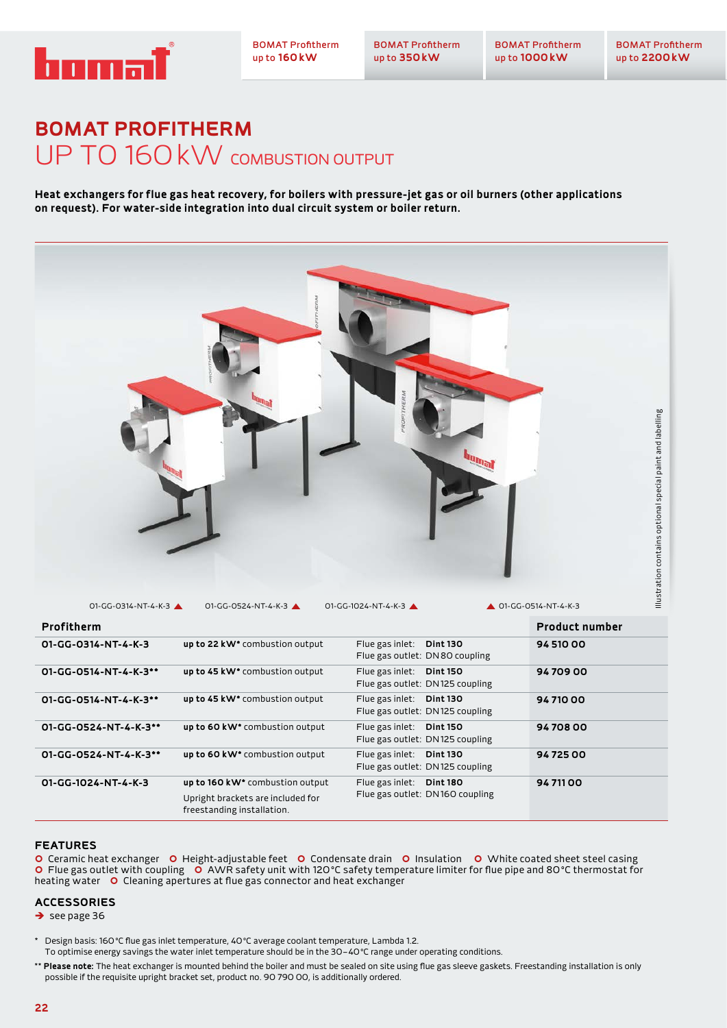BOMAT Profitherm up to 160 kW | BOMAT Profitherm up to 350 kW | BOMAT Profitherm up to 1000 kW | BOMAT Profitherm up to 2200 kW

# BOMAT PROFITHERM
## UP TO 160 kW COMBUSTION OUTPUT

**Heat exchangers for flue gas heat recovery, for boilers with pressure-jet gas or oil burners (other applications on request). For water-side integration into dual circuit system or boiler return.**

01-GG-0314-NT-4-K-3 ▲ 01-GG-0524-NT-4-K-3 ▲ 01-GG-1024-NT-4-K-3 ▲ ▲ 01-GG-0514-NT-4-K-3

Illustration contains optional special paint and labelling

| Profitherm | | | Product number |
|---|---|---|---|
| **01-GG-0314-NT-4-K-3** | **up to 22 kW*** combustion output | Flue gas inlet: **Dint 130**<br>Flue gas outlet: DN 80 coupling | **94 510 00** |
| **01-GG-0514-NT-4-K-3**** | **up to 45 kW*** combustion output | Flue gas inlet: **Dint 150**<br>Flue gas outlet: DN 125 coupling | **94 709 00** |
| **01-GG-0514-NT-4-K-3**** | **up to 45 kW*** combustion output | Flue gas inlet: **Dint 130**<br>Flue gas outlet: DN 125 coupling | **94 710 00** |
| **01-GG-0524-NT-4-K-3**** | **up to 60 kW*** combustion output | Flue gas inlet: **Dint 150**<br>Flue gas outlet: DN 125 coupling | **94 708 00** |
| **01-GG-0524-NT-4-K-3**** | **up to 60 kW*** combustion output | Flue gas inlet: **Dint 130**<br>Flue gas outlet: DN 125 coupling | **94 725 00** |
| **01-GG-1024-NT-4-K-3** | **up to 160 kW*** combustion output<br>Upright brackets are included for freestanding installation. | Flue gas inlet: **Dint 180**<br>Flue gas outlet: DN 160 coupling | **94 711 00** |

## FEATURES

- Ceramic heat exchanger
- Height-adjustable feet
- Condensate drain
- Insulation
- White coated sheet steel casing
- Flue gas outlet with coupling
- AWR safety unit with 120 °C safety temperature limiter for flue pipe and 80 °C thermostat for heating water
- Cleaning apertures at flue gas connector and heat exchanger

## ACCESSORIES

➔ see page 36

\* Design basis: 160 °C flue gas inlet temperature, 40 °C average coolant temperature, Lambda 1.2.
To optimise energy savings the water inlet temperature should be in the 30–40 °C range under operating conditions.

** **Please note:** The heat exchanger is mounted behind the boiler and must be sealed on site using flue gas sleeve gaskets. Freestanding installation is only possible if the requisite upright bracket set, product no. 90 790 00, is additionally ordered.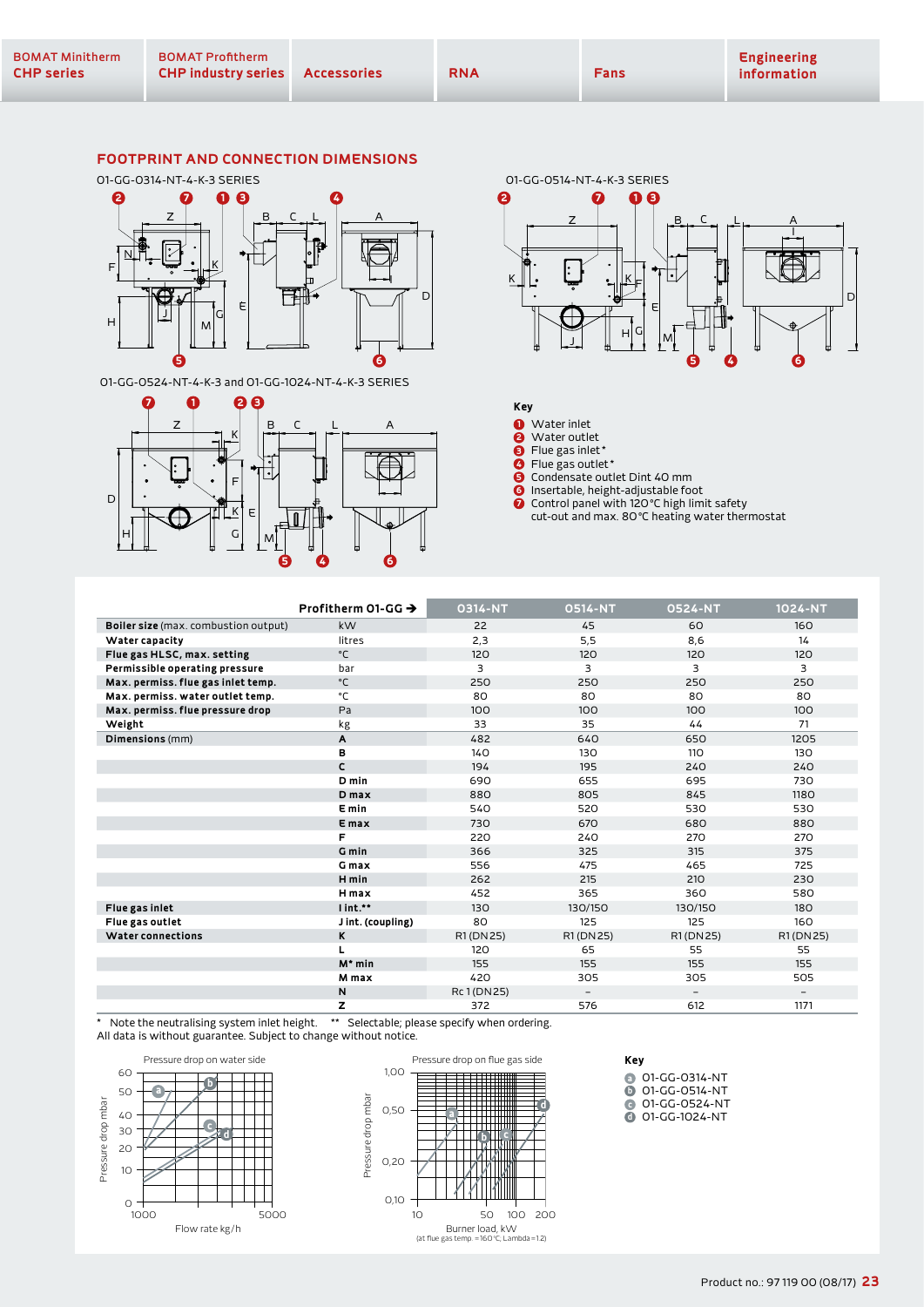## FOOTPRINT AND CONNECTION DIMENSIONS

01-GG-0314-NT-4-K-3 SERIES

Z B C L A N F K H J M G E D

01-GG-0514-NT-4-K-3 SERIES

Z B C L A I K F E D J H G M

01-GG-0524-NT-4-K-3 and 01-GG-1024-NT-4-K-3 SERIES

Z K B C L A D F H K G E M

**Key**

1. Water inlet
2. Water outlet
3. Flue gas inlet*
4. Flue gas outlet*
5. Condensate outlet Dint 40 mm
6. Insertable, height-adjustable foot
7. Control panel with 120 °C high limit safety cut-out and max. 80 °C heating water thermostat

| **Profitherm 01-GG →** | | 0314-NT | 0514-NT | 0524-NT | 1024-NT |
|---|---|---|---|---|---|
| **Boiler size** (max. combustion output) | kW | 22 | 45 | 60 | 160 |
| **Water capacity** | litres | 2,3 | 5,5 | 8,6 | 14 |
| **Flue gas HLSC, max. setting** | °C | 120 | 120 | 120 | 120 |
| **Permissible operating pressure** | bar | 3 | 3 | 3 | 3 |
| **Max. permiss. flue gas inlet temp.** | °C | 250 | 250 | 250 | 250 |
| **Max. permiss. water outlet temp.** | °C | 80 | 80 | 80 | 80 |
| **Max. permiss. flue pressure drop** | Pa | 100 | 100 | 100 | 100 |
| **Weight** | kg | 33 | 35 | 44 | 71 |
| **Dimensions** (mm) | **A** | 482 | 640 | 650 | 1205 |
| | **B** | 140 | 130 | 110 | 130 |
| | **C** | 194 | 195 | 240 | 240 |
| | **D min** | 690 | 655 | 695 | 730 |
| | **D max** | 880 | 805 | 845 | 1180 |
| | **E min** | 540 | 520 | 530 | 530 |
| | **E max** | 730 | 670 | 680 | 880 |
| | **F** | 220 | 240 | 270 | 270 |
| | **G min** | 366 | 325 | 315 | 375 |
| | **G max** | 556 | 475 | 465 | 725 |
| | **H min** | 262 | 215 | 210 | 230 |
| | **H max** | 452 | 365 | 360 | 580 |
| **Flue gas inlet** | **I int.**** | 130 | 130/150 | 130/150 | 180 |
| **Flue gas outlet** | **J int. (coupling)** | 80 | 125 | 125 | 160 |
| **Water connections** | **K** | R1 (DN25) | R1 (DN25) | R1 (DN25) | R1 (DN25) |
| | **L** | 120 | 65 | 55 | 55 |
| | **M* min** | 155 | 155 | 155 | 155 |
| | **M max** | 420 | 305 | 305 | 505 |
| | **N** | Rc 1 (DN25) | – | – | – |
| | **Z** | 372 | 576 | 612 | 1171 |

\* Note the neutralising system inlet height. ** Selectable; please specify when ordering.
All data is without guarantee. Subject to change without notice.

Pressure drop on water side

Pressure drop mbar

60
50
40
30
20
10
0

a b c d

1000 5000

Flow rate kg/h

Pressure drop on flue gas side

Pressure drop mbar

1,00
0,50
0,20
0,10

a b c d

10 50 100 200

Burner load, kW
(at flue gas temp. =160 °C; Lambda =1.2)

**Key**

- a 01-GG-0314-NT
- b 01-GG-0514-NT
- c 01-GG-0524-NT
- d 01-GG-1024-NT

Product no.: 97 119 00 (08/17)